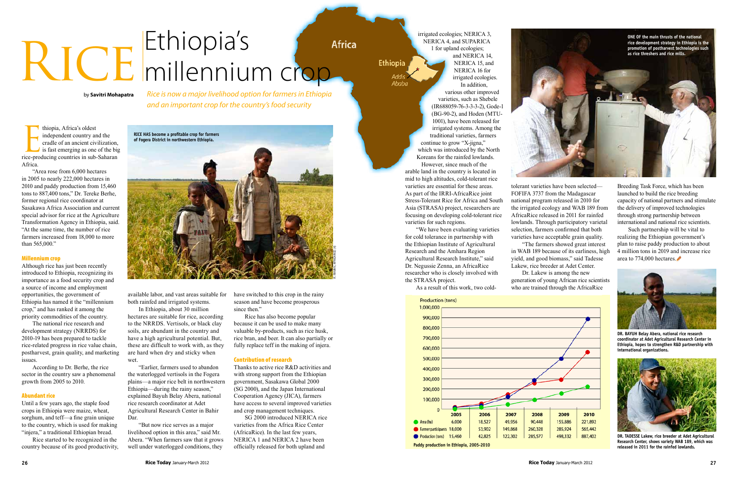# RICE Ethiopia's millennium crop

by **Savitri Mohapatra**

*Rice is now a major livelihood option for farmers in Ethiopia and an important crop for the country's food security*

Ethiopia, Africa's oldest independent country and the cradle of an ancient civilization, is fast emerging as one of the big rice-producing countries in sub-Saharan Africa.

"Area rose from 6,000 hectares in 2005 to nearly 222,000 hectares in 2010 and paddy production from 15,460 tons to 887,400 tons," Dr. Tereke Berhe, former regional rice coordinator at Sasakawa Africa Association and current special advisor for rice at the Agriculture Transformation Agency in Ethiopia, said. "At the same time, the number of rice farmers increased from 18,000 to more than 565,000."

### Millennium crop

Although rice has just been recently introduced to Ethiopia, recognizing its importance as a food security crop and a source of income and employment opportunities, the government of Ethiopia has named it the "millennium crop," and has ranked it among the priority commodities of the country.

The national rice research and development strategy (NRRDS) for 2010-19 has been prepared to tackle rice-related progress in rice value chain, postharvest, grain quality, and marketing issues.

According to Dr. Berhe, the rice sector in the country saw a phenomenal growth from 2005 to 2010.

### Abundant rice

Until a few years ago, the staple food crops in Ethiopia were maize, wheat, sorghum, and teff—a fine grain unique to the country, which is used for making "injera," a traditional Ethiopian bread.

Rice started to be recognized in the country because of its good productivity, available labor, and vast areas suitable for both rainfed and irrigated systems.

In Ethiopia, about 30 million hectares are suitable for rice, according to the NRRDS. Vertisols, or black clay soils, are abundant in the country and have a high agricultural potential. But, these are difficult to work with, as they are hard when dry and sticky when wet.

"Earlier, farmers used to abandon the waterlogged vertisols in the Fogera plains—a major rice belt in northwestern Ethiopia—during the rainy season," explained Bayuh Belay Abera, national rice research coordinator at Adet Agricultural Research Center in Bahir Dar.

"But now rice serves as a major livelihood option in this area," said Mr. Abera. "When farmers saw that it grows well under waterlogged conditions, they have switched to this crop in the rainy season and have become prosperous since then."

Rice has also become popular because it can be used to make many valuable by-products, such as rice husk, rice bran, and beer. It can also partially or fully replace teff in the making of injera.

RICE HAS become a profitable crop for farmers of Fogera District in northwestern Ethiopia.

### Contribution of research

Thanks to active rice R&D activities and with strong support from the Ethiopian government, Sasakawa Global 2000 (SG 2000), and the Japan International Cooperation Agency (JICA), farmers have access to several improved varieties and crop management techniques.

SG 2000 introduced NERICA rice varieties from the Africa Rice Center (AfricaRice). In the last few years, NERICA 1 and NERICA 2 have been officially released for both upland and irrigated ecologies; NERICA 3, NERICA 4, and SUPARICA 1 for upland ecologies; and NERICA 14, NERICA 15, and NERICA 16 for irrigated ecologies.

In addition, various other improved varieties, such as Shebele (IR688059-76-3-3-3-2), Gode-1 (BG-90-2), and Hoden (MTU-1001), have been released for irrigated systems. Among the traditional varieties, farmers continue to grow "X-jigna," which was introduced by the North Koreans for the rainfed lowlands.

However, since much of the arable land in the country is located in mid to high altitudes, cold-tolerant rice varieties are essential for these areas. As part of the IRRI-AfricaRice joint Stress-Tolerant Rice for Africa and South Asia (STRASA) project, researchers are focusing on developing cold-tolerant rice varieties for such regions.

"We have been evaluating varieties for cold tolerance in partnership with the Ethiopian Institute of Agricultural Research and the Amhara Region Agricultural Research Institute," said Dr. Negussie Zenna, an AfricaRice researcher who is closely involved with the STRASA project.

As a result of this work, two cold-tolerant varieties have been selected—FOFIFA 3737 from the Madagascar national program released in 2010 for the irrigated ecology and WAB 189 from AfricaRice released in 2011 for rainfed lowlands. Through participatory varietal selection, farmers confirmed that both varieties have acceptable grain quality.

"The farmers showed great interest in WAB 189 because of its earliness, high yield, and good biomass," said Tadesse Lakew, rice breeder at Adet Center.

Dr. Lakew is among the new generation of young African rice scientists who are trained through the AfricaRice Breeding Task Force, which has been launched to build the rice breeding capacity of national partners and stimulate the delivery of improved technologies through strong partnership between international and national rice scientists.

Such partnership will be vital to realizing the Ethiopian government's plan to raise paddy production to about 4 million tons in 2019 and increase rice area to 774,000 hectares.

ONE OF the main thrusts of the national rice development strategy in Ethiopia is the promotion of postharvest technologies such as rice threshers and rice mills.

| | 2005 | 2006 | 2007 | 2008 | 2009 | 2010 |
|---|---|---|---|---|---|---|
| Area (ha) | 6,000 | 18,527 | 49,956 | 90,448 | 155,886 | 221,892 |
| Farmer participants | 18,000 | 53,902 | 149,868 | 260,328 | 285,924 | 565,442 |
| Production (tons) | 15,460 | 42,825 | 122,302 | 285,577 | 498,332 | 887,402 |

Paddy production in Ethiopia, 2005-2010

DR. BAYUH Belay Abera, national rice research coordinator at Adet Agricultural Research Center in Ethiopia, hopes to strengthen R&D partnership with international organizations.

DR. TADESSE Lakew, rice breeder at Adet Agricultural Research Center, shows variety WAB 189, which was released in 2011 for the rainfed lowlands.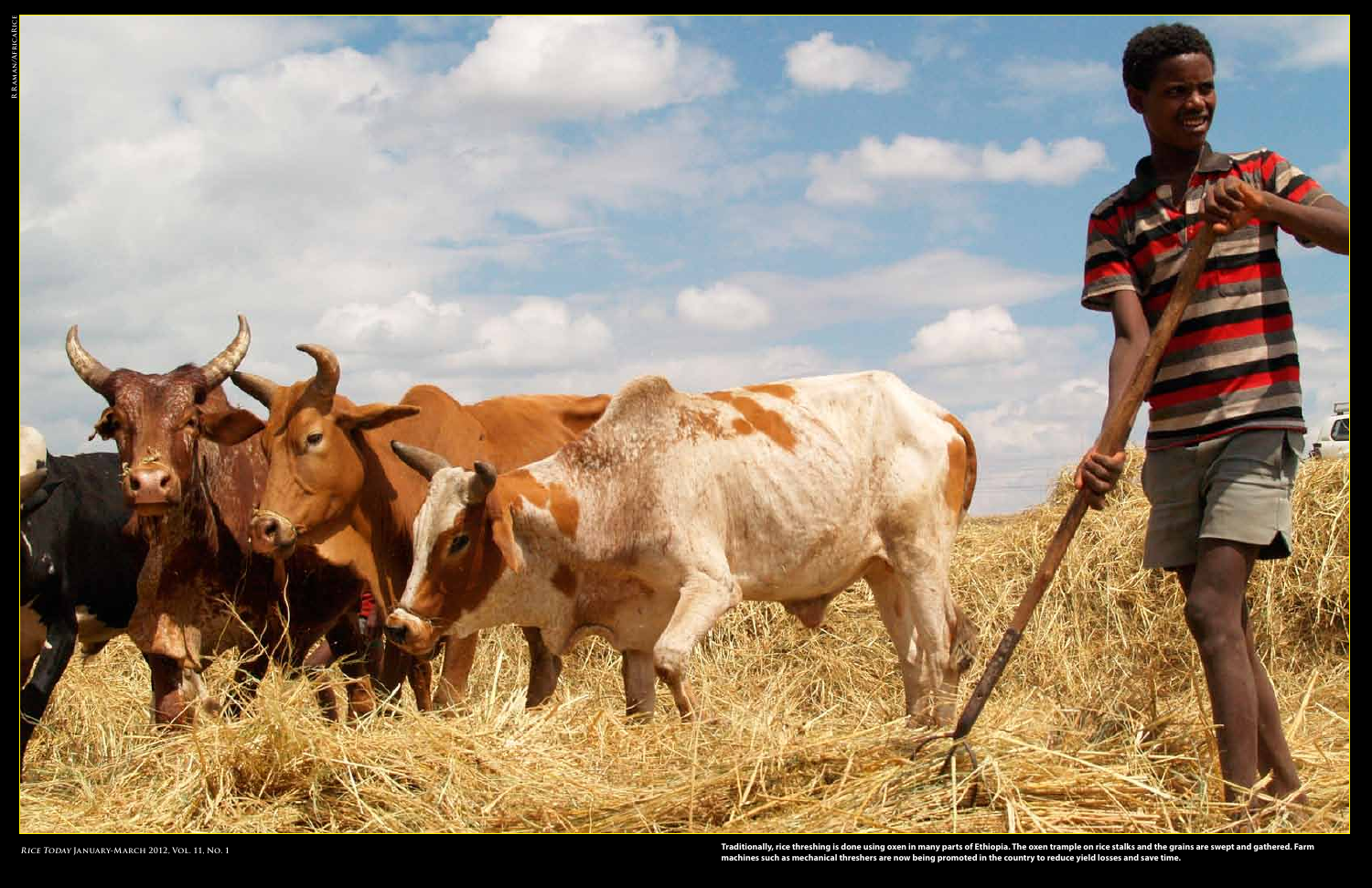Traditionally, rice threshing is done using oxen in many parts of Ethiopia. The oxen trample on rice stalks and the grains are swept and gathered. Farm machines such as mechanical threshers are now being promoted in the country to reduce yield losses and save time.